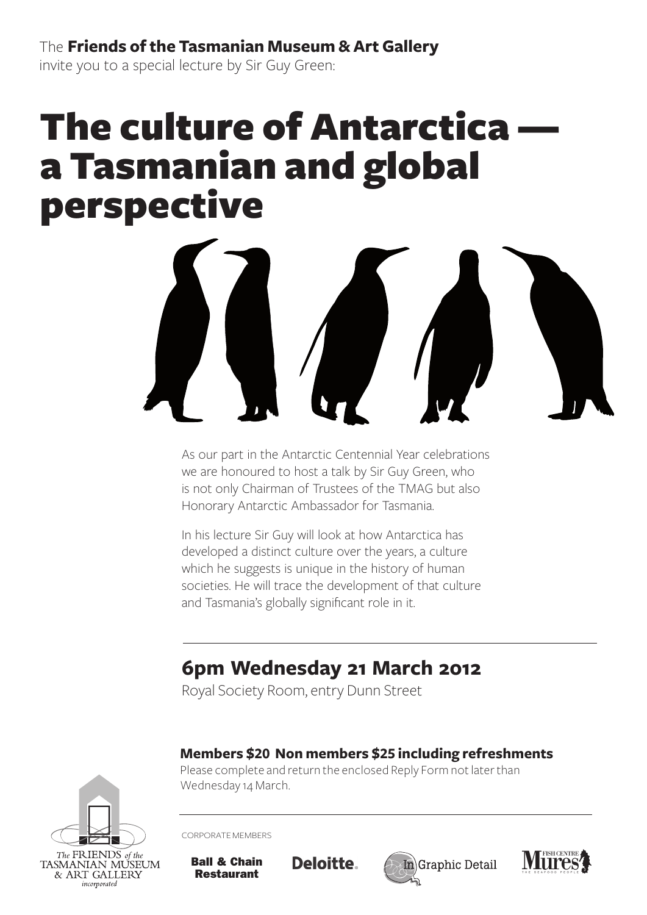The **Friends of the Tasmanian Museum & Art Gallery**
invite you to a special lecture by Sir Guy Green:

# The culture of Antarctica — a Tasmanian and global perspective

As our part in the Antarctic Centennial Year celebrations we are honoured to host a talk by Sir Guy Green, who is not only Chairman of Trustees of the TMAG but also Honorary Antarctic Ambassador for Tasmania.

In his lecture Sir Guy will look at how Antarctica has developed a distinct culture over the years, a culture which he suggests is unique in the history of human societies. He will trace the development of that culture and Tasmania's globally significant role in it.

## 6pm Wednesday 21 March 2012

Royal Society Room, entry Dunn Street

**Members $20 Non members $25 including refreshments**

Please complete and return the enclosed Reply Form not later than Wednesday 14 March.

The FRIENDS of the TASMANIAN MUSEUM & ART GALLERY incorporated

CORPORATE MEMBERS

Ball & Chain Restaurant

Deloitte.

In Graphic Detail

Mures Fish Centre THE SEAFOOD PEOPLE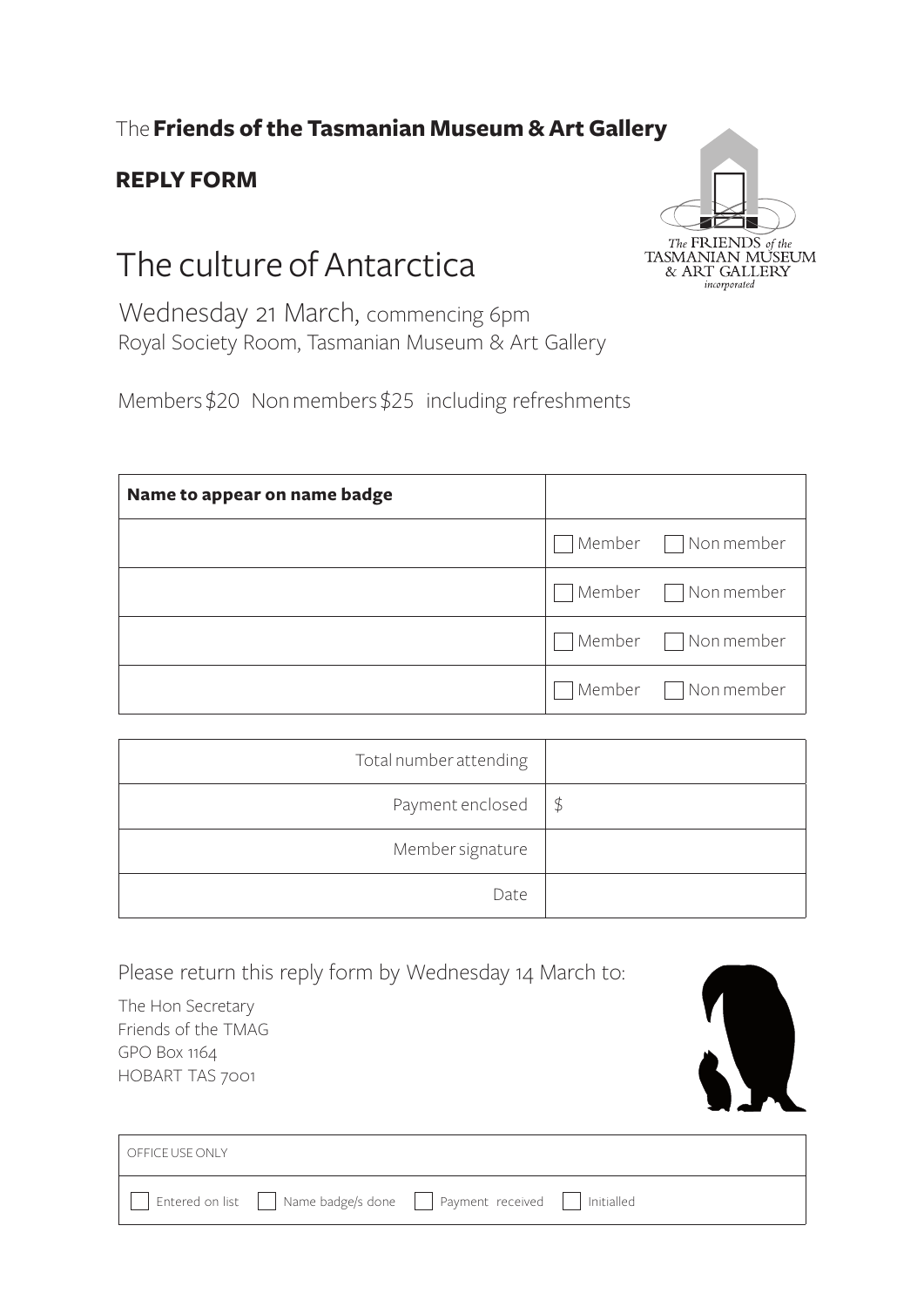The **Friends of the Tasmanian Museum & Art Gallery**

**REPLY FORM**

# The culture of Antarctica

Wednesday 21 March, commencing 6pm
Royal Society Room, Tasmanian Museum & Art Gallery

Members $20 Non members $25 including refreshments

| **Name to appear on name badge** | |
|---|---|
| | ☐ Member ☐ Non member |
| | ☐ Member ☐ Non member |
| | ☐ Member ☐ Non member |
| | ☐ Member ☐ Non member |

| | |
|---|---|
| Total number attending | |
| Payment enclosed | $ |
| Member signature | |
| Date | |

Please return this reply form by Wednesday 14 March to:

The Hon Secretary
Friends of the TMAG
GPO Box 1164
HOBART TAS 7001

| OFFICE USE ONLY |
|---|
| ☐ Entered on list ☐ Name badge/s done ☐ Payment received ☐ Initialled |